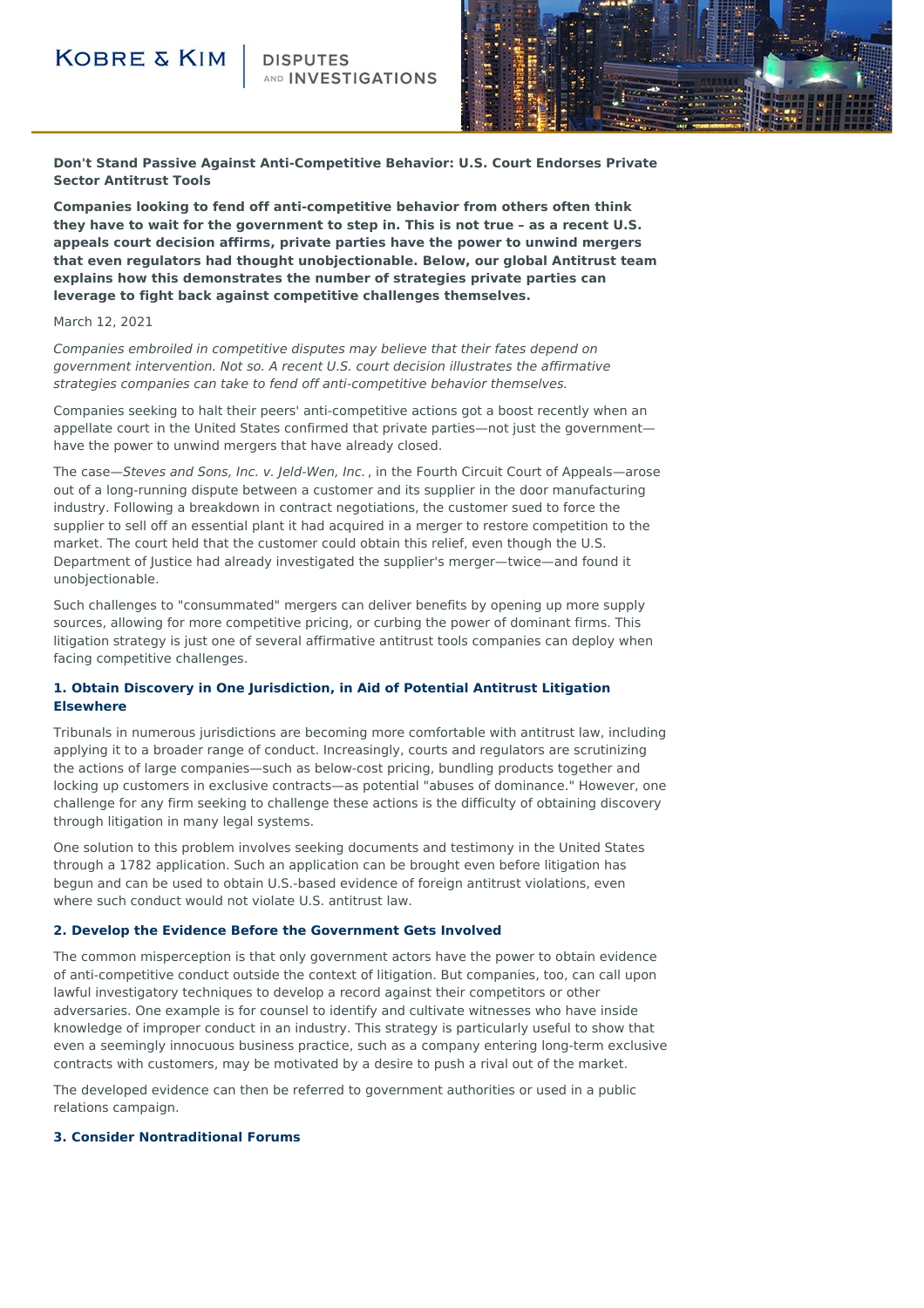# Don't Stand Passive Against Anti-Competitive Behavior: U.S. Court Endorses Private Sector Antitrust Tools

**Companies looking to fend off anti-competitive behavior from others often think they have to wait for the government to step in. This is not true – as a recent U.S. appeals court decision affirms, private parties have the power to unwind mergers that even regulators had thought unobjectionable. Below, our global Antitrust team explains how this demonstrates the number of strategies private parties can leverage to fight back against competitive challenges themselves.**

March 12, 2021

*Companies embroiled in competitive disputes may believe that their fates depend on government intervention. Not so. A recent U.S. court decision illustrates the affirmative strategies companies can take to fend off anti-competitive behavior themselves.*

Companies seeking to halt their peers' anti-competitive actions got a boost recently when an appellate court in the United States confirmed that private parties—not just the government—have the power to unwind mergers that have already closed.

The case—*Steves and Sons, Inc. v. Jeld-Wen, Inc.*, in the Fourth Circuit Court of Appeals—arose out of a long-running dispute between a customer and its supplier in the door manufacturing industry. Following a breakdown in contract negotiations, the customer sued to force the supplier to sell off an essential plant it had acquired in a merger to restore competition to the market. The court held that the customer could obtain this relief, even though the U.S. Department of Justice had already investigated the supplier's merger—twice—and found it unobjectionable.

Such challenges to "consummated" mergers can deliver benefits by opening up more supply sources, allowing for more competitive pricing, or curbing the power of dominant firms. This litigation strategy is just one of several affirmative antitrust tools companies can deploy when facing competitive challenges.

### 1. Obtain Discovery in One Jurisdiction, in Aid of Potential Antitrust Litigation Elsewhere

Tribunals in numerous jurisdictions are becoming more comfortable with antitrust law, including applying it to a broader range of conduct. Increasingly, courts and regulators are scrutinizing the actions of large companies—such as below-cost pricing, bundling products together and locking up customers in exclusive contracts—as potential "abuses of dominance." However, one challenge for any firm seeking to challenge these actions is the difficulty of obtaining discovery through litigation in many legal systems.

One solution to this problem involves seeking documents and testimony in the United States through a 1782 application. Such an application can be brought even before litigation has begun and can be used to obtain U.S.-based evidence of foreign antitrust violations, even where such conduct would not violate U.S. antitrust law.

### 2. Develop the Evidence Before the Government Gets Involved

The common misperception is that only government actors have the power to obtain evidence of anti-competitive conduct outside the context of litigation. But companies, too, can call upon lawful investigatory techniques to develop a record against their competitors or other adversaries. One example is for counsel to identify and cultivate witnesses who have inside knowledge of improper conduct in an industry. This strategy is particularly useful to show that even a seemingly innocuous business practice, such as a company entering long-term exclusive contracts with customers, may be motivated by a desire to push a rival out of the market.

The developed evidence can then be referred to government authorities or used in a public relations campaign.

### 3. Consider Nontraditional Forums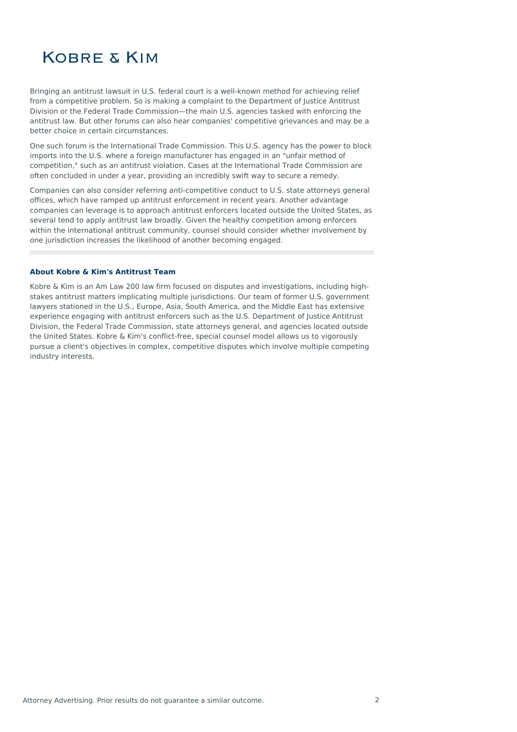Bringing an antitrust lawsuit in U.S. federal court is a well-known method for achieving relief from a competitive problem. So is making a complaint to the Department of Justice Antitrust Division or the Federal Trade Commission—the main U.S. agencies tasked with enforcing the antitrust law. But other forums can also hear companies' competitive grievances and may be a better choice in certain circumstances.

One such forum is the International Trade Commission. This U.S. agency has the power to block imports into the U.S. where a foreign manufacturer has engaged in an "unfair method of competition," such as an antitrust violation. Cases at the International Trade Commission are often concluded in under a year, providing an incredibly swift way to secure a remedy.

Companies can also consider referring anti-competitive conduct to U.S. state attorneys general offices, which have ramped up antitrust enforcement in recent years. Another advantage companies can leverage is to approach antitrust enforcers located outside the United States, as several tend to apply antitrust law broadly. Given the healthy competition among enforcers within the international antitrust community, counsel should consider whether involvement by one jurisdiction increases the likelihood of another becoming engaged.

---

**About Kobre & Kim's Antitrust Team**

Kobre & Kim is an Am Law 200 law firm focused on disputes and investigations, including high-stakes antitrust matters implicating multiple jurisdictions. Our team of former U.S. government lawyers stationed in the U.S., Europe, Asia, South America, and the Middle East has extensive experience engaging with antitrust enforcers such as the U.S. Department of Justice Antitrust Division, the Federal Trade Commission, state attorneys general, and agencies located outside the United States. Kobre & Kim's conflict-free, special counsel model allows us to vigorously pursue a client's objectives in complex, competitive disputes which involve multiple competing industry interests.

Attorney Advertising. Prior results do not guarantee a similar outcome.